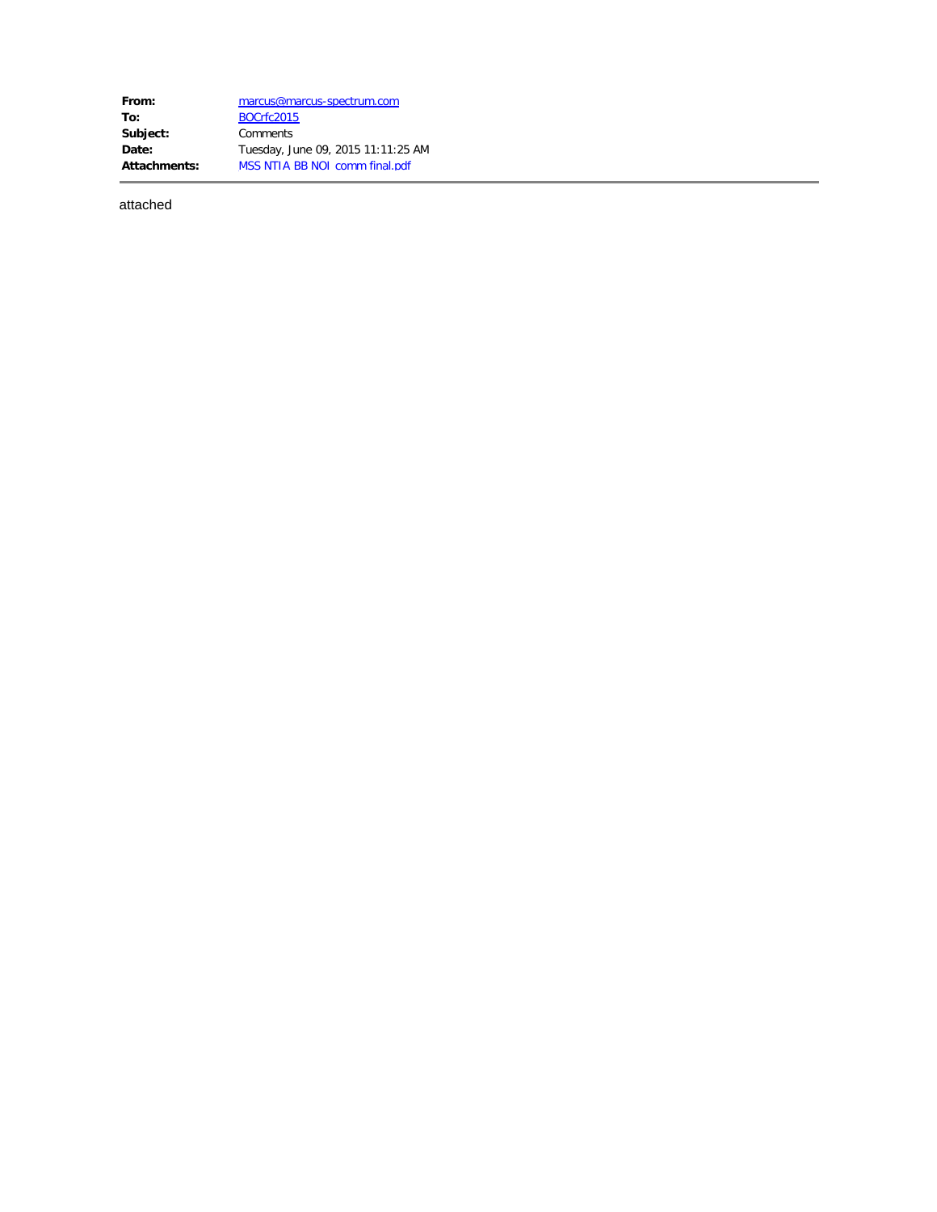| | |
|---|---|
| **From:** | marcus@marcus-spectrum.com |
| **To:** | BOCrfc2015 |
| **Subject:** | Comments |
| **Date:** | Tuesday, June 09, 2015 11:11:25 AM |
| **Attachments:** | MSS NTIA BB NOI comm final.pdf |

attached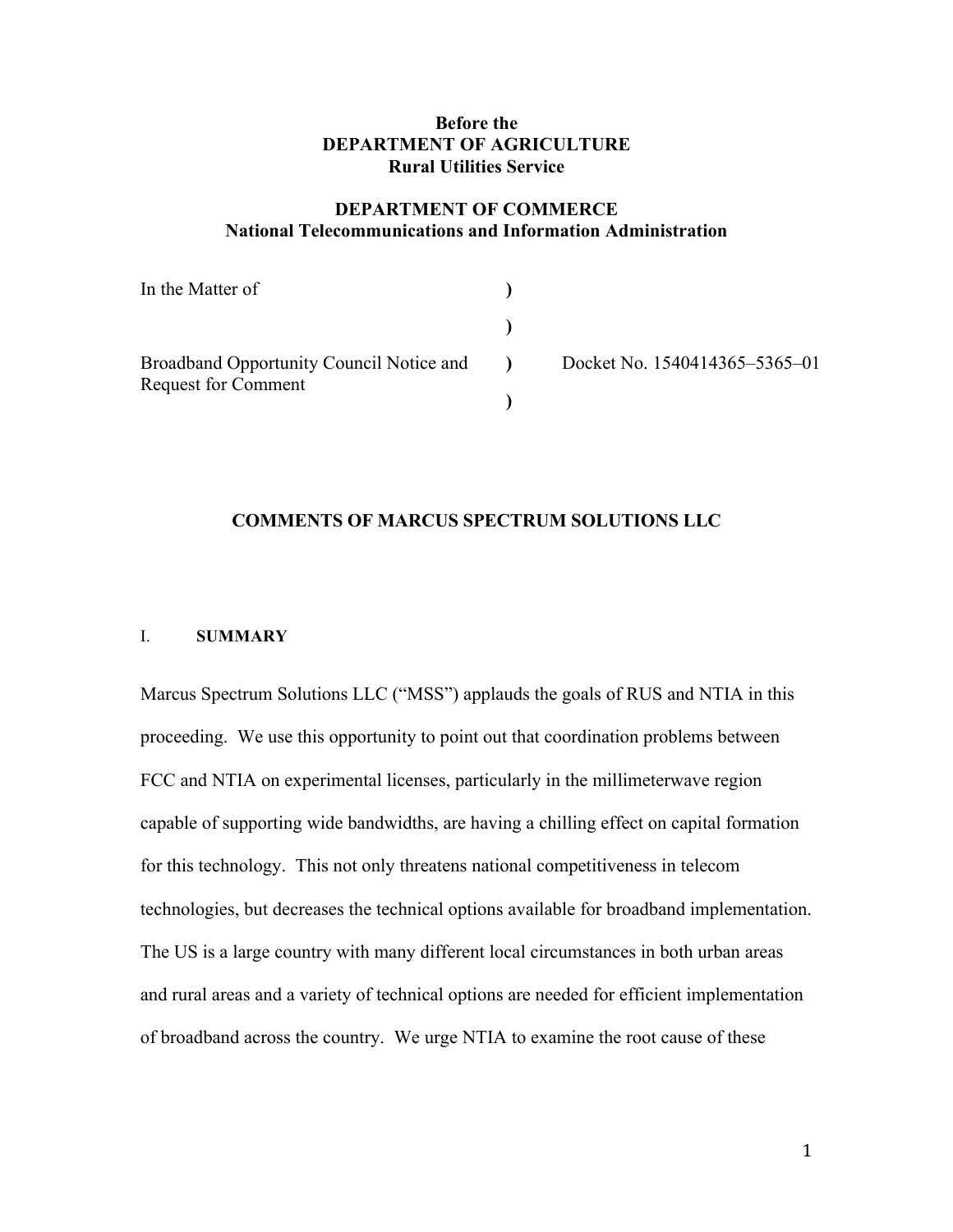**Before the**
**DEPARTMENT OF AGRICULTURE**
**Rural Utilities Service**

**DEPARTMENT OF COMMERCE**
**National Telecommunications and Information Administration**

| | | |
|---|---|---|
| In the Matter of | ) | |
| | ) | |
| Broadband Opportunity Council Notice and Request for Comment | ) | Docket No. 1540414365–5365–01 |
| | ) | |

## COMMENTS OF MARCUS SPECTRUM SOLUTIONS LLC

### I. SUMMARY

Marcus Spectrum Solutions LLC ("MSS") applauds the goals of RUS and NTIA in this proceeding. We use this opportunity to point out that coordination problems between FCC and NTIA on experimental licenses, particularly in the millimeterwave region capable of supporting wide bandwidths, are having a chilling effect on capital formation for this technology. This not only threatens national competitiveness in telecom technologies, but decreases the technical options available for broadband implementation. The US is a large country with many different local circumstances in both urban areas and rural areas and a variety of technical options are needed for efficient implementation of broadband across the country. We urge NTIA to examine the root cause of these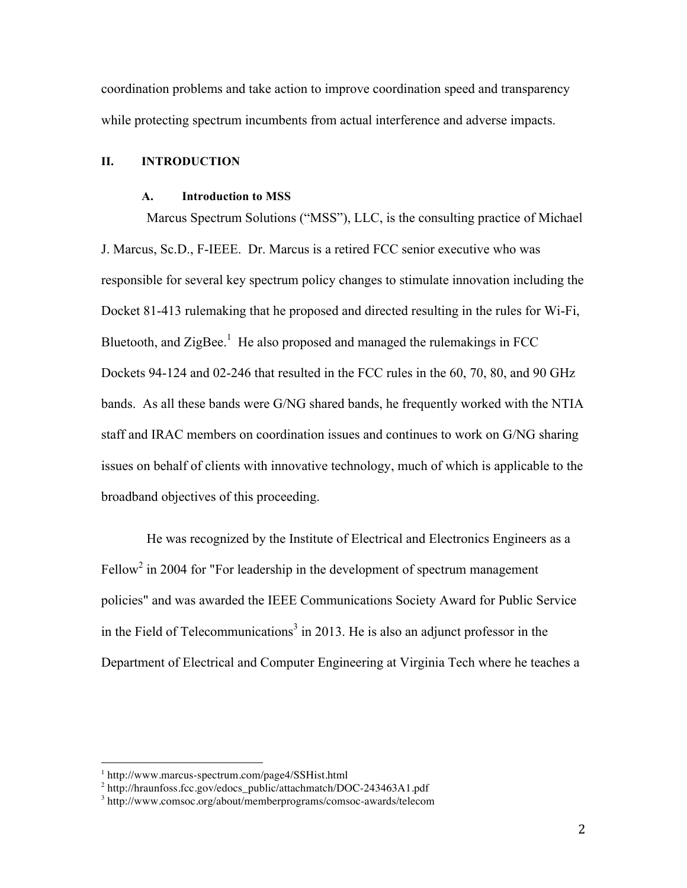coordination problems and take action to improve coordination speed and transparency while protecting spectrum incumbents from actual interference and adverse impacts.

## II. INTRODUCTION

### A. Introduction to MSS

Marcus Spectrum Solutions ("MSS"), LLC, is the consulting practice of Michael J. Marcus, Sc.D., F-IEEE. Dr. Marcus is a retired FCC senior executive who was responsible for several key spectrum policy changes to stimulate innovation including the Docket 81-413 rulemaking that he proposed and directed resulting in the rules for Wi-Fi, Bluetooth, and ZigBee.[1] He also proposed and managed the rulemakings in FCC Dockets 94-124 and 02-246 that resulted in the FCC rules in the 60, 70, 80, and 90 GHz bands. As all these bands were G/NG shared bands, he frequently worked with the NTIA staff and IRAC members on coordination issues and continues to work on G/NG sharing issues on behalf of clients with innovative technology, much of which is applicable to the broadband objectives of this proceeding.

He was recognized by the Institute of Electrical and Electronics Engineers as a Fellow[2] in 2004 for "For leadership in the development of spectrum management policies" and was awarded the IEEE Communications Society Award for Public Service in the Field of Telecommunications[3] in 2013. He is also an adjunct professor in the Department of Electrical and Computer Engineering at Virginia Tech where he teaches a

---

[1] http://www.marcus-spectrum.com/page4/SSHist.html

[2] http://hraunfoss.fcc.gov/edocs_public/attachmatch/DOC-243463A1.pdf

[3] http://www.comsoc.org/about/memberprograms/comsoc-awards/telecom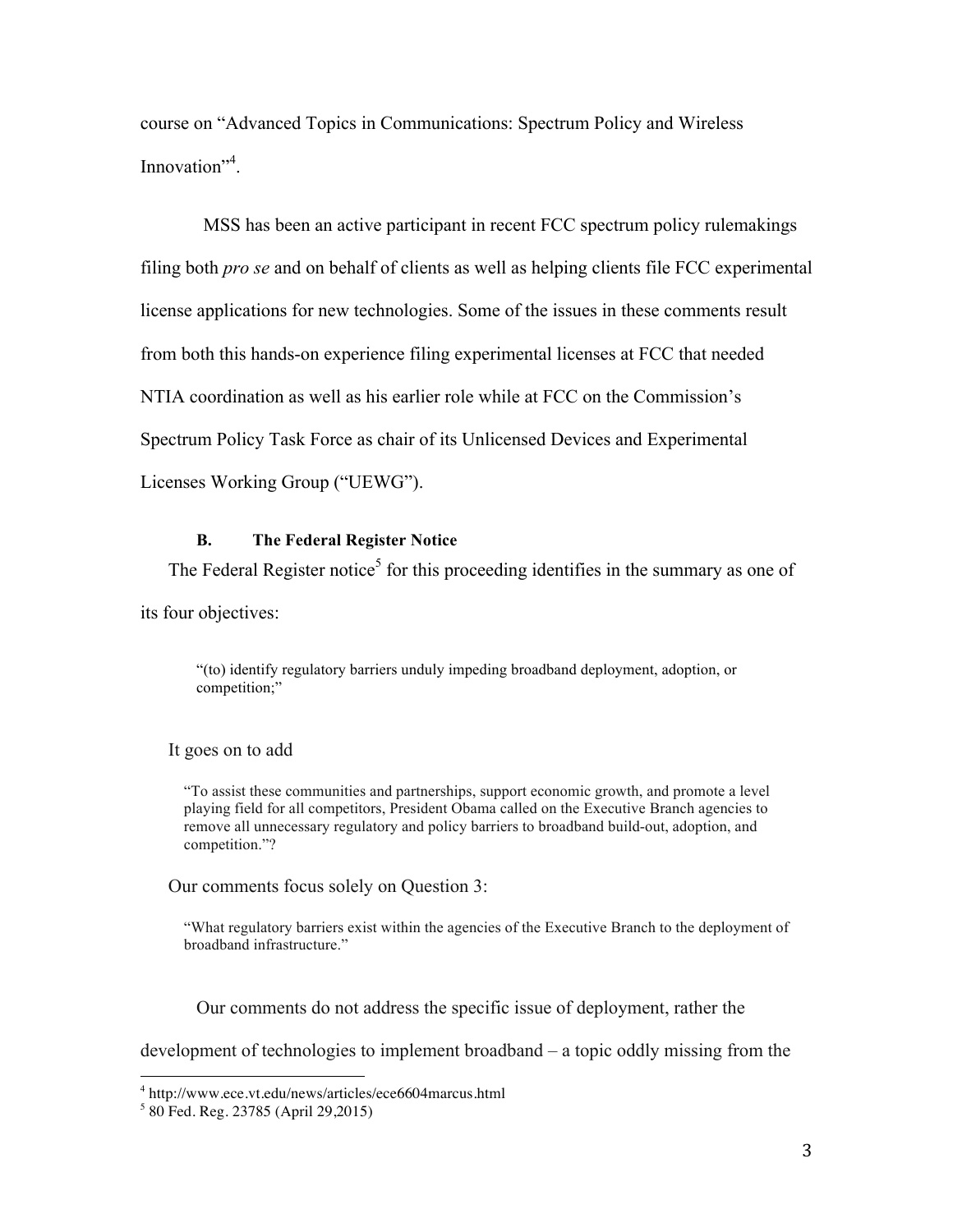course on "Advanced Topics in Communications: Spectrum Policy and Wireless Innovation"[4].

MSS has been an active participant in recent FCC spectrum policy rulemakings filing both *pro se* and on behalf of clients as well as helping clients file FCC experimental license applications for new technologies. Some of the issues in these comments result from both this hands-on experience filing experimental licenses at FCC that needed NTIA coordination as well as his earlier role while at FCC on the Commission's Spectrum Policy Task Force as chair of its Unlicensed Devices and Experimental Licenses Working Group ("UEWG").

### B. The Federal Register Notice

The Federal Register notice[5] for this proceeding identifies in the summary as one of its four objectives:

> "(to) identify regulatory barriers unduly impeding broadband deployment, adoption, or competition;"

It goes on to add

> "To assist these communities and partnerships, support economic growth, and promote a level playing field for all competitors, President Obama called on the Executive Branch agencies to remove all unnecessary regulatory and policy barriers to broadband build-out, adoption, and competition."?

Our comments focus solely on Question 3:

> "What regulatory barriers exist within the agencies of the Executive Branch to the deployment of broadband infrastructure."

Our comments do not address the specific issue of deployment, rather the development of technologies to implement broadband – a topic oddly missing from the

---

[4] http://www.ece.vt.edu/news/articles/ece6604marcus.html

[5] 80 Fed. Reg. 23785 (April 29,2015)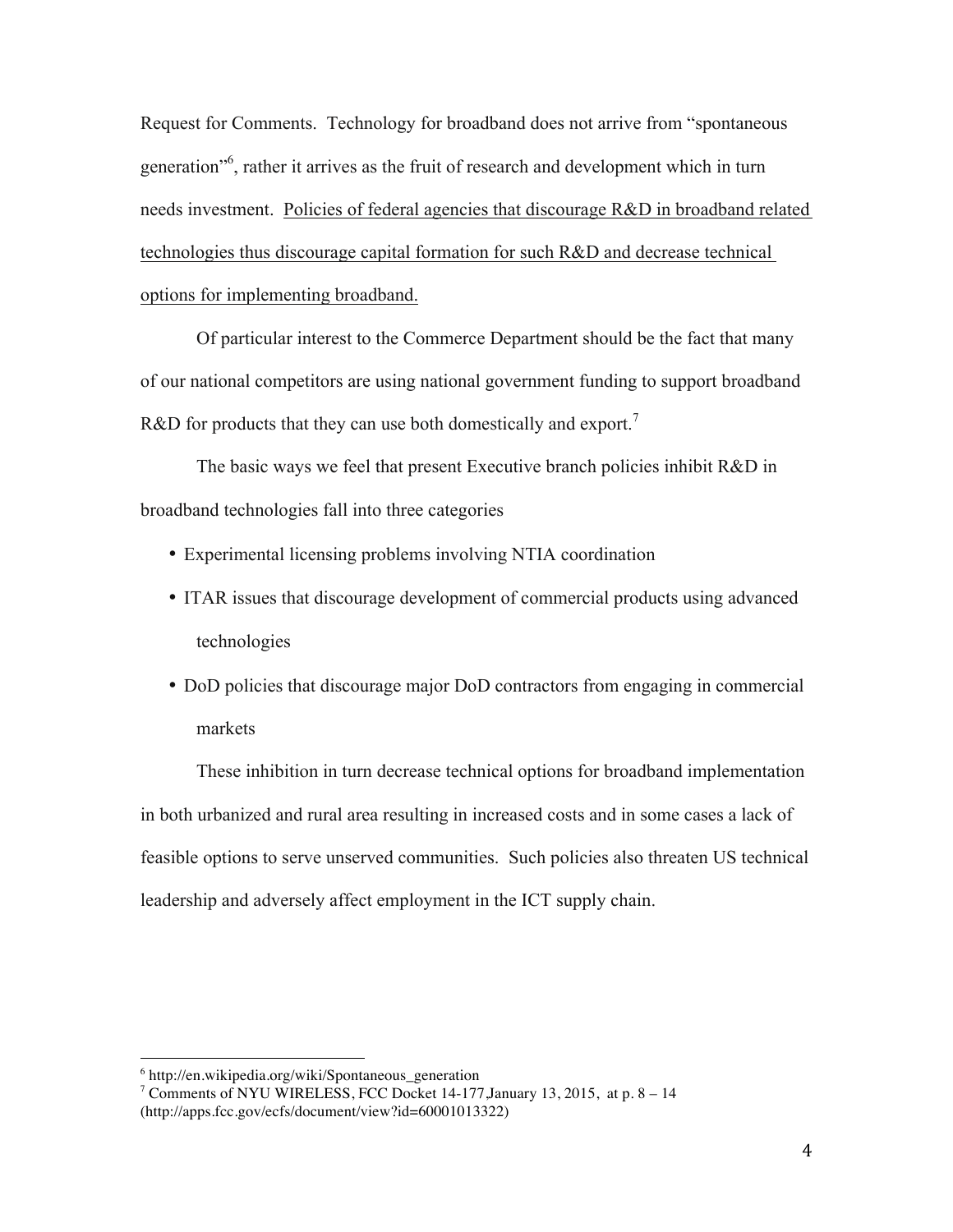Request for Comments. Technology for broadband does not arrive from "spontaneous generation"[6], rather it arrives as the fruit of research and development which in turn needs investment. <u>Policies of federal agencies that discourage R&D in broadband related technologies thus discourage capital formation for such R&D and decrease technical options for implementing broadband.</u>

Of particular interest to the Commerce Department should be the fact that many of our national competitors are using national government funding to support broadband R&D for products that they can use both domestically and export.[7]

The basic ways we feel that present Executive branch policies inhibit R&D in broadband technologies fall into three categories

- Experimental licensing problems involving NTIA coordination
- ITAR issues that discourage development of commercial products using advanced technologies
- DoD policies that discourage major DoD contractors from engaging in commercial markets

These inhibition in turn decrease technical options for broadband implementation in both urbanized and rural area resulting in increased costs and in some cases a lack of feasible options to serve unserved communities. Such policies also threaten US technical leadership and adversely affect employment in the ICT supply chain.

---

[6] http://en.wikipedia.org/wiki/Spontaneous_generation

[7] Comments of NYU WIRELESS, FCC Docket 14-177,January 13, 2015, at p. 8 – 14 (http://apps.fcc.gov/ecfs/document/view?id=60001013322)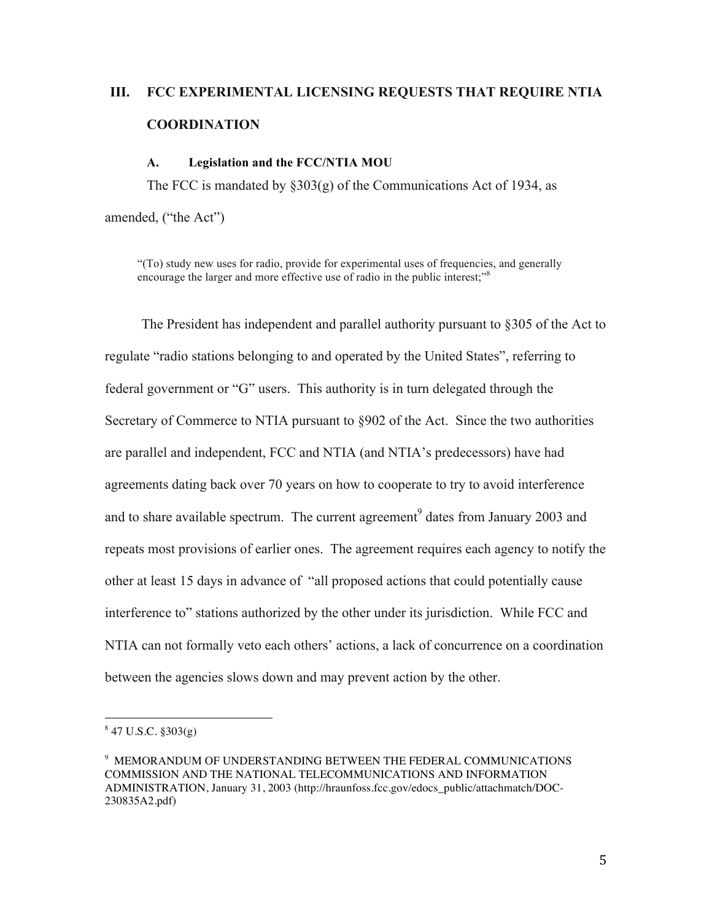## III. FCC EXPERIMENTAL LICENSING REQUESTS THAT REQUIRE NTIA COORDINATION

### A. Legislation and the FCC/NTIA MOU

The FCC is mandated by §303(g) of the Communications Act of 1934, as amended, ("the Act")

> "(To) study new uses for radio, provide for experimental uses of frequencies, and generally encourage the larger and more effective use of radio in the public interest;"[8]

The President has independent and parallel authority pursuant to §305 of the Act to regulate "radio stations belonging to and operated by the United States", referring to federal government or "G" users. This authority is in turn delegated through the Secretary of Commerce to NTIA pursuant to §902 of the Act. Since the two authorities are parallel and independent, FCC and NTIA (and NTIA's predecessors) have had agreements dating back over 70 years on how to cooperate to try to avoid interference and to share available spectrum. The current agreement[9] dates from January 2003 and repeats most provisions of earlier ones. The agreement requires each agency to notify the other at least 15 days in advance of "all proposed actions that could potentially cause interference to" stations authorized by the other under its jurisdiction. While FCC and NTIA can not formally veto each others' actions, a lack of concurrence on a coordination between the agencies slows down and may prevent action by the other.

---

[8] 47 U.S.C. §303(g)

[9] MEMORANDUM OF UNDERSTANDING BETWEEN THE FEDERAL COMMUNICATIONS COMMISSION AND THE NATIONAL TELECOMMUNICATIONS AND INFORMATION ADMINISTRATION, January 31, 2003 (http://hraunfoss.fcc.gov/edocs_public/attachmatch/DOC-230835A2.pdf)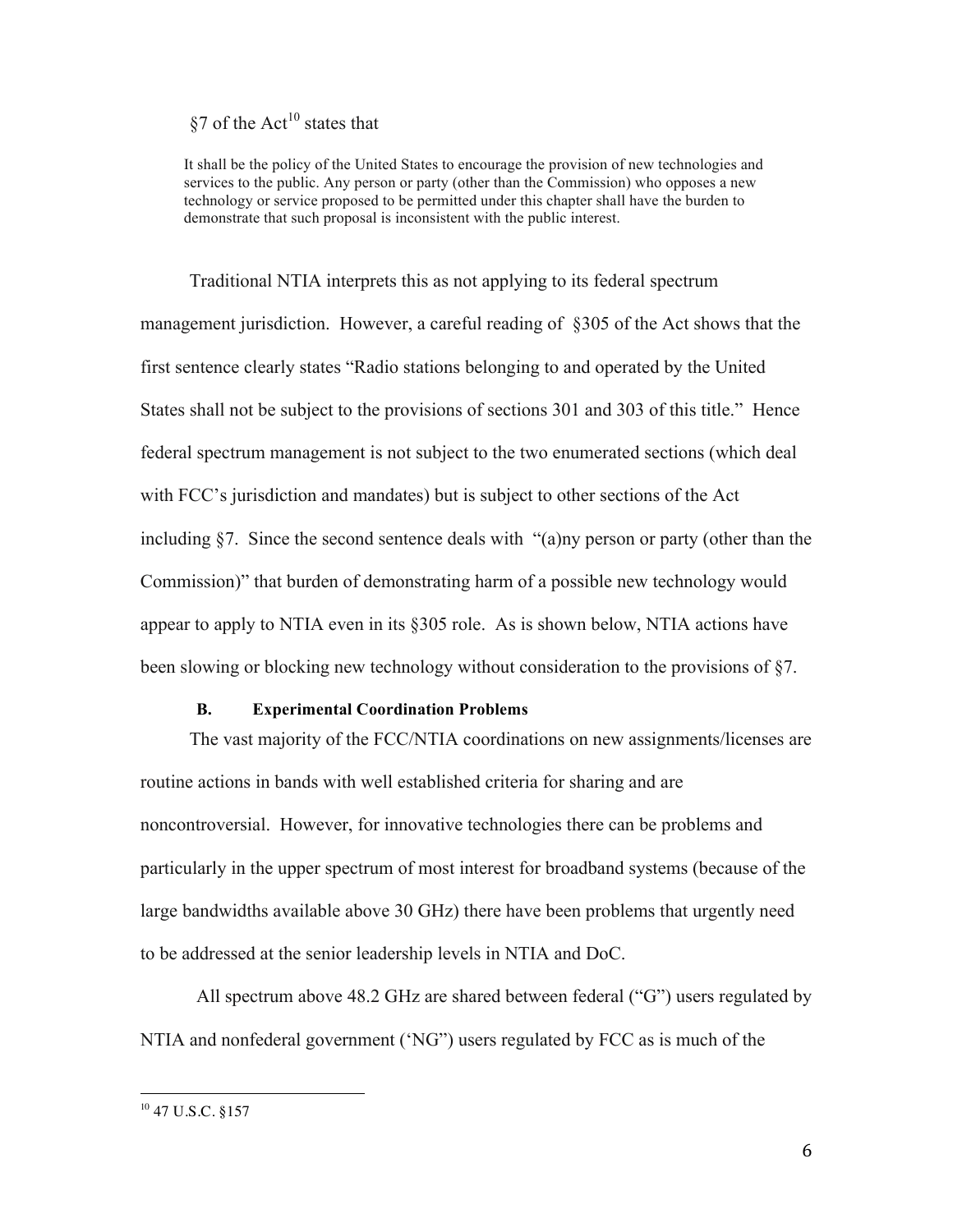§7 of the Act[10] states that

> It shall be the policy of the United States to encourage the provision of new technologies and services to the public. Any person or party (other than the Commission) who opposes a new technology or service proposed to be permitted under this chapter shall have the burden to demonstrate that such proposal is inconsistent with the public interest.

Traditional NTIA interprets this as not applying to its federal spectrum management jurisdiction. However, a careful reading of §305 of the Act shows that the first sentence clearly states "Radio stations belonging to and operated by the United States shall not be subject to the provisions of sections 301 and 303 of this title." Hence federal spectrum management is not subject to the two enumerated sections (which deal with FCC's jurisdiction and mandates) but is subject to other sections of the Act including §7. Since the second sentence deals with "(a)ny person or party (other than the Commission)" that burden of demonstrating harm of a possible new technology would appear to apply to NTIA even in its §305 role. As is shown below, NTIA actions have been slowing or blocking new technology without consideration to the provisions of §7.

### B. Experimental Coordination Problems

The vast majority of the FCC/NTIA coordinations on new assignments/licenses are routine actions in bands with well established criteria for sharing and are noncontroversial. However, for innovative technologies there can be problems and particularly in the upper spectrum of most interest for broadband systems (because of the large bandwidths available above 30 GHz) there have been problems that urgently need to be addressed at the senior leadership levels in NTIA and DoC.

All spectrum above 48.2 GHz are shared between federal ("G") users regulated by NTIA and nonfederal government ('NG") users regulated by FCC as is much of the

---

[10] 47 U.S.C. §157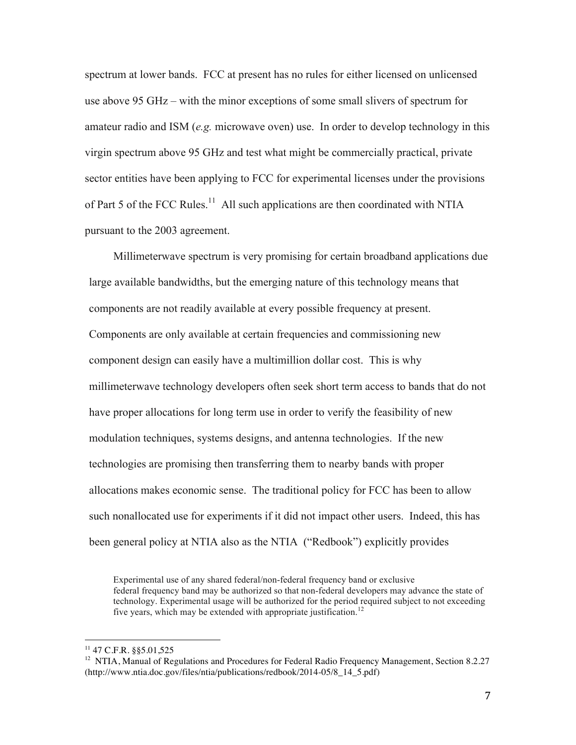spectrum at lower bands. FCC at present has no rules for either licensed on unlicensed use above 95 GHz – with the minor exceptions of some small slivers of spectrum for amateur radio and ISM (*e.g.* microwave oven) use. In order to develop technology in this virgin spectrum above 95 GHz and test what might be commercially practical, private sector entities have been applying to FCC for experimental licenses under the provisions of Part 5 of the FCC Rules.[11] All such applications are then coordinated with NTIA pursuant to the 2003 agreement.

Millimeterwave spectrum is very promising for certain broadband applications due large available bandwidths, but the emerging nature of this technology means that components are not readily available at every possible frequency at present. Components are only available at certain frequencies and commissioning new component design can easily have a multimillion dollar cost. This is why millimeterwave technology developers often seek short term access to bands that do not have proper allocations for long term use in order to verify the feasibility of new modulation techniques, systems designs, and antenna technologies. If the new technologies are promising then transferring them to nearby bands with proper allocations makes economic sense. The traditional policy for FCC has been to allow such nonallocated use for experiments if it did not impact other users. Indeed, this has been general policy at NTIA also as the NTIA ("Redbook") explicitly provides

> Experimental use of any shared federal/non-federal frequency band or exclusive federal frequency band may be authorized so that non-federal developers may advance the state of technology. Experimental usage will be authorized for the period required subject to not exceeding five years, which may be extended with appropriate justification.[12]

---

[11] 47 C.F.R. §§5.01,525

[12] NTIA, Manual of Regulations and Procedures for Federal Radio Frequency Management, Section 8.2.27 (http://www.ntia.doc.gov/files/ntia/publications/redbook/2014-05/8_14_5.pdf)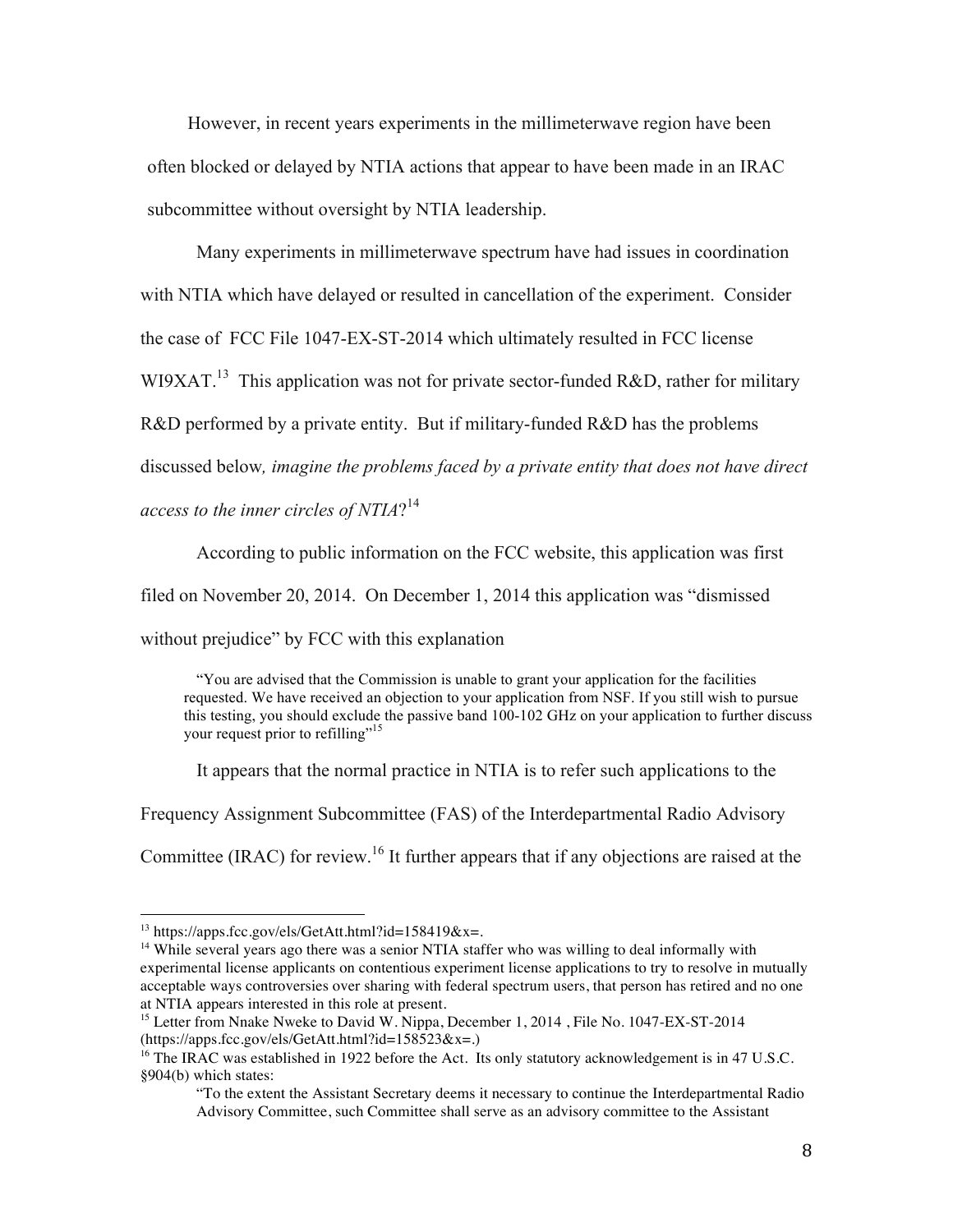However, in recent years experiments in the millimeterwave region have been often blocked or delayed by NTIA actions that appear to have been made in an IRAC subcommittee without oversight by NTIA leadership.

Many experiments in millimeterwave spectrum have had issues in coordination with NTIA which have delayed or resulted in cancellation of the experiment. Consider the case of FCC File 1047-EX-ST-2014 which ultimately resulted in FCC license WI9XAT.[13] This application was not for private sector-funded R&D, rather for military R&D performed by a private entity. But if military-funded R&D has the problems discussed below*, imagine the problems faced by a private entity that does not have direct access to the inner circles of NTIA*?[14]

According to public information on the FCC website, this application was first filed on November 20, 2014. On December 1, 2014 this application was "dismissed without prejudice" by FCC with this explanation

> "You are advised that the Commission is unable to grant your application for the facilities requested. We have received an objection to your application from NSF. If you still wish to pursue this testing, you should exclude the passive band 100-102 GHz on your application to further discuss your request prior to refilling"[15]

It appears that the normal practice in NTIA is to refer such applications to the Frequency Assignment Subcommittee (FAS) of the Interdepartmental Radio Advisory Committee (IRAC) for review.[16] It further appears that if any objections are raised at the

---

[13] https://apps.fcc.gov/els/GetAtt.html?id=158419&x=.

[14] While several years ago there was a senior NTIA staffer who was willing to deal informally with experimental license applicants on contentious experiment license applications to try to resolve in mutually acceptable ways controversies over sharing with federal spectrum users, that person has retired and no one at NTIA appears interested in this role at present.

[15] Letter from Nnake Nweke to David W. Nippa, December 1, 2014 , File No. 1047-EX-ST-2014 (https://apps.fcc.gov/els/GetAtt.html?id=158523&x=.)

[16] The IRAC was established in 1922 before the Act. Its only statutory acknowledgement is in 47 U.S.C. §904(b) which states:

> "To the extent the Assistant Secretary deems it necessary to continue the Interdepartmental Radio Advisory Committee, such Committee shall serve as an advisory committee to the Assistant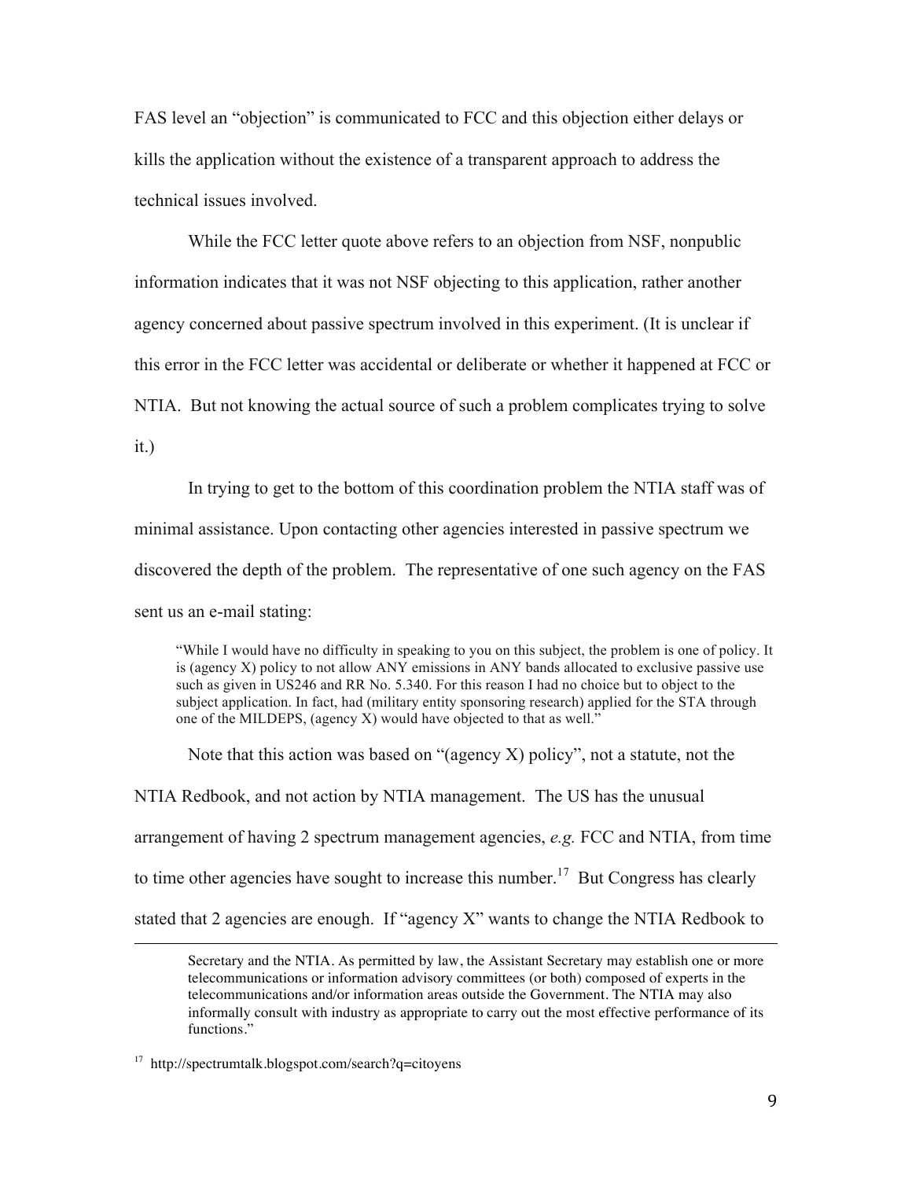FAS level an "objection" is communicated to FCC and this objection either delays or kills the application without the existence of a transparent approach to address the technical issues involved.

While the FCC letter quote above refers to an objection from NSF, nonpublic information indicates that it was not NSF objecting to this application, rather another agency concerned about passive spectrum involved in this experiment. (It is unclear if this error in the FCC letter was accidental or deliberate or whether it happened at FCC or NTIA. But not knowing the actual source of such a problem complicates trying to solve it.)

In trying to get to the bottom of this coordination problem the NTIA staff was of minimal assistance. Upon contacting other agencies interested in passive spectrum we discovered the depth of the problem. The representative of one such agency on the FAS sent us an e-mail stating:

> "While I would have no difficulty in speaking to you on this subject, the problem is one of policy. It is (agency X) policy to not allow ANY emissions in ANY bands allocated to exclusive passive use such as given in US246 and RR No. 5.340. For this reason I had no choice but to object to the subject application. In fact, had (military entity sponsoring research) applied for the STA through one of the MILDEPS, (agency X) would have objected to that as well."

Note that this action was based on "(agency X) policy", not a statute, not the NTIA Redbook, and not action by NTIA management. The US has the unusual arrangement of having 2 spectrum management agencies, *e.g.* FCC and NTIA, from time to time other agencies have sought to increase this number.[17] But Congress has clearly stated that 2 agencies are enough. If "agency X" wants to change the NTIA Redbook to

---

Secretary and the NTIA. As permitted by law, the Assistant Secretary may establish one or more telecommunications or information advisory committees (or both) composed of experts in the telecommunications and/or information areas outside the Government. The NTIA may also informally consult with industry as appropriate to carry out the most effective performance of its functions."

[17] http://spectrumtalk.blogspot.com/search?q=citoyens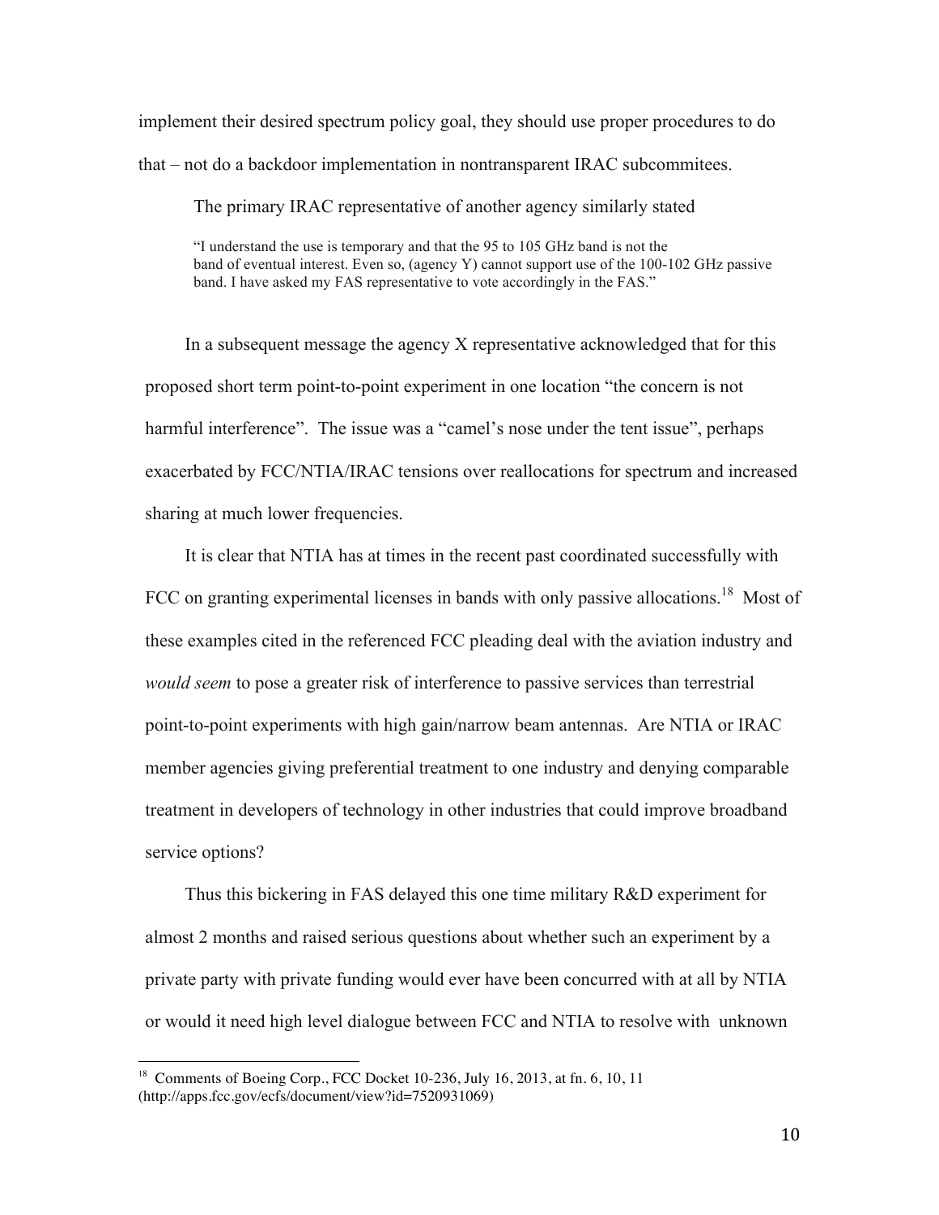implement their desired spectrum policy goal, they should use proper procedures to do that – not do a backdoor implementation in nontransparent IRAC subcommitees.

The primary IRAC representative of another agency similarly stated

> "I understand the use is temporary and that the 95 to 105 GHz band is not the band of eventual interest. Even so, (agency Y) cannot support use of the 100-102 GHz passive band. I have asked my FAS representative to vote accordingly in the FAS."

In a subsequent message the agency X representative acknowledged that for this proposed short term point-to-point experiment in one location "the concern is not harmful interference". The issue was a "camel's nose under the tent issue", perhaps exacerbated by FCC/NTIA/IRAC tensions over reallocations for spectrum and increased sharing at much lower frequencies.

It is clear that NTIA has at times in the recent past coordinated successfully with FCC on granting experimental licenses in bands with only passive allocations.[18] Most of these examples cited in the referenced FCC pleading deal with the aviation industry and *would seem* to pose a greater risk of interference to passive services than terrestrial point-to-point experiments with high gain/narrow beam antennas. Are NTIA or IRAC member agencies giving preferential treatment to one industry and denying comparable treatment in developers of technology in other industries that could improve broadband service options?

Thus this bickering in FAS delayed this one time military R&D experiment for almost 2 months and raised serious questions about whether such an experiment by a private party with private funding would ever have been concurred with at all by NTIA or would it need high level dialogue between FCC and NTIA to resolve with unknown

---

[18] Comments of Boeing Corp., FCC Docket 10-236, July 16, 2013, at fn. 6, 10, 11 (http://apps.fcc.gov/ecfs/document/view?id=7520931069)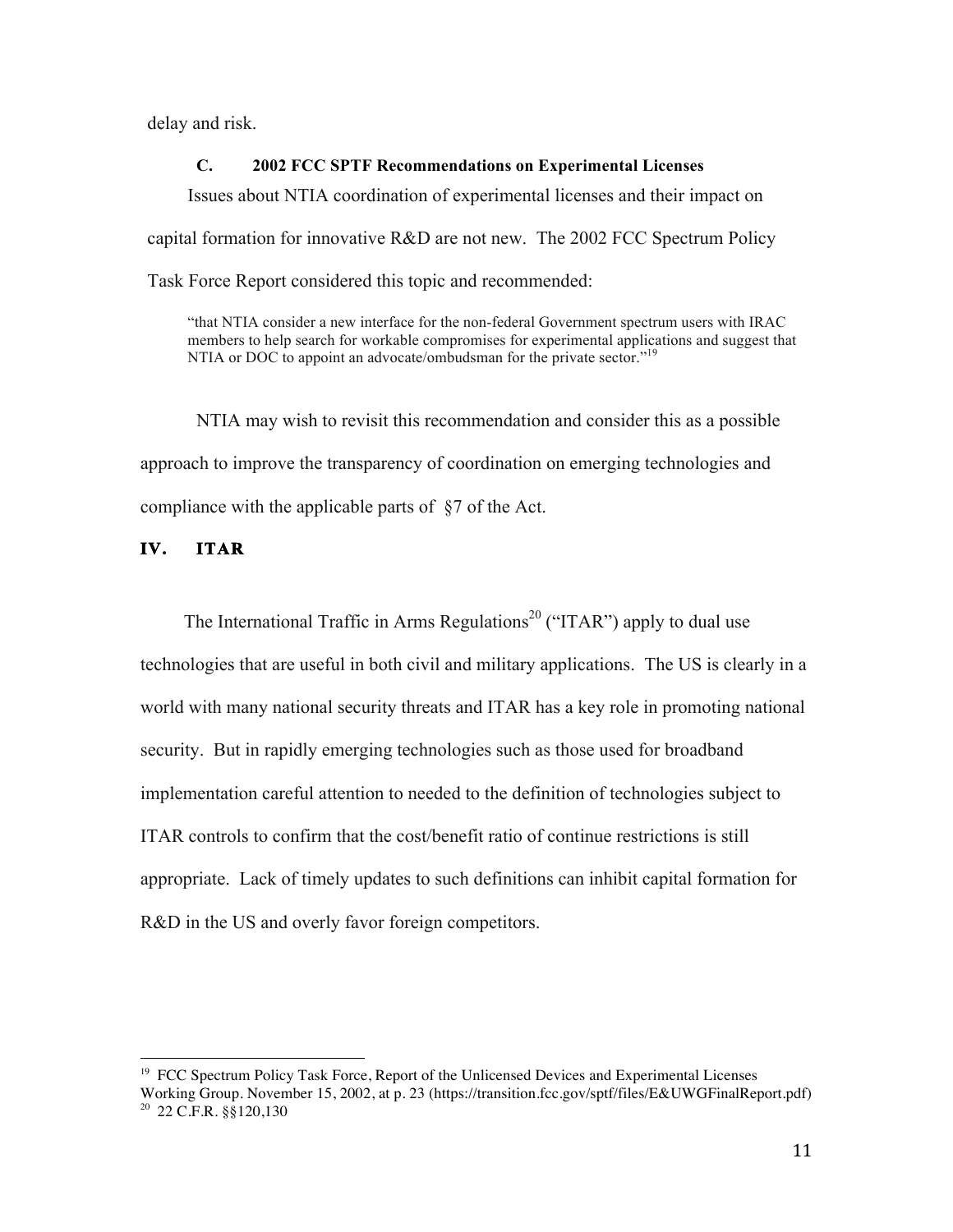delay and risk.

### C. 2002 FCC SPTF Recommendations on Experimental Licenses

Issues about NTIA coordination of experimental licenses and their impact on capital formation for innovative R&D are not new. The 2002 FCC Spectrum Policy Task Force Report considered this topic and recommended:

> "that NTIA consider a new interface for the non-federal Government spectrum users with IRAC members to help search for workable compromises for experimental applications and suggest that NTIA or DOC to appoint an advocate/ombudsman for the private sector."[19]

NTIA may wish to revisit this recommendation and consider this as a possible approach to improve the transparency of coordination on emerging technologies and compliance with the applicable parts of §7 of the Act.

## IV. ITAR

The International Traffic in Arms Regulations[20] ("ITAR") apply to dual use technologies that are useful in both civil and military applications. The US is clearly in a world with many national security threats and ITAR has a key role in promoting national security. But in rapidly emerging technologies such as those used for broadband implementation careful attention to needed to the definition of technologies subject to ITAR controls to confirm that the cost/benefit ratio of continue restrictions is still appropriate. Lack of timely updates to such definitions can inhibit capital formation for R&D in the US and overly favor foreign competitors.

---

[19] FCC Spectrum Policy Task Force, Report of the Unlicensed Devices and Experimental Licenses Working Group. November 15, 2002, at p. 23 (https://transition.fcc.gov/sptf/files/E&UWGFinalReport.pdf)

[20] 22 C.F.R. §§120,130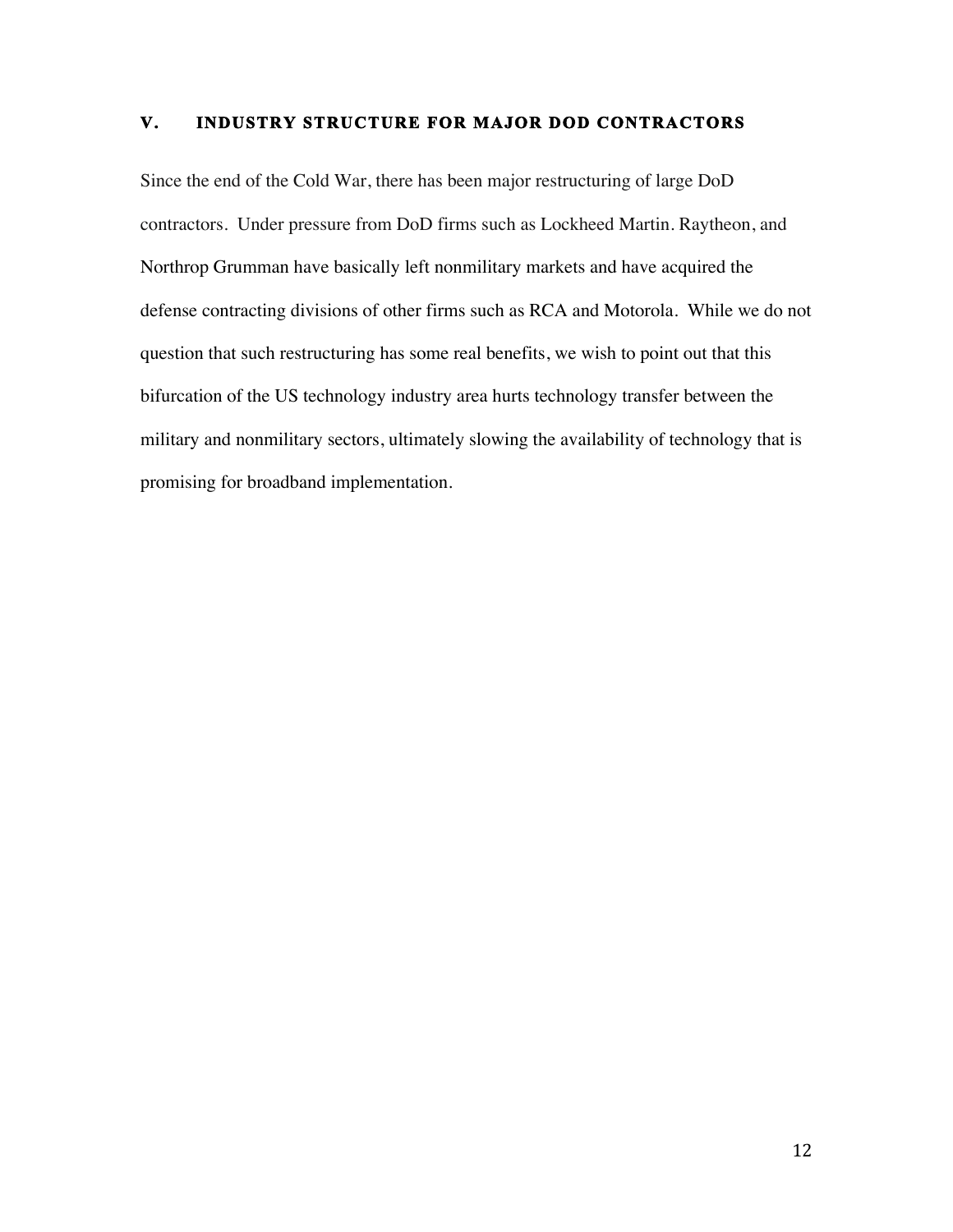## V. INDUSTRY STRUCTURE FOR MAJOR DOD CONTRACTORS

Since the end of the Cold War, there has been major restructuring of large DoD contractors. Under pressure from DoD firms such as Lockheed Martin. Raytheon, and Northrop Grumman have basically left nonmilitary markets and have acquired the defense contracting divisions of other firms such as RCA and Motorola. While we do not question that such restructuring has some real benefits, we wish to point out that this bifurcation of the US technology industry area hurts technology transfer between the military and nonmilitary sectors, ultimately slowing the availability of technology that is promising for broadband implementation.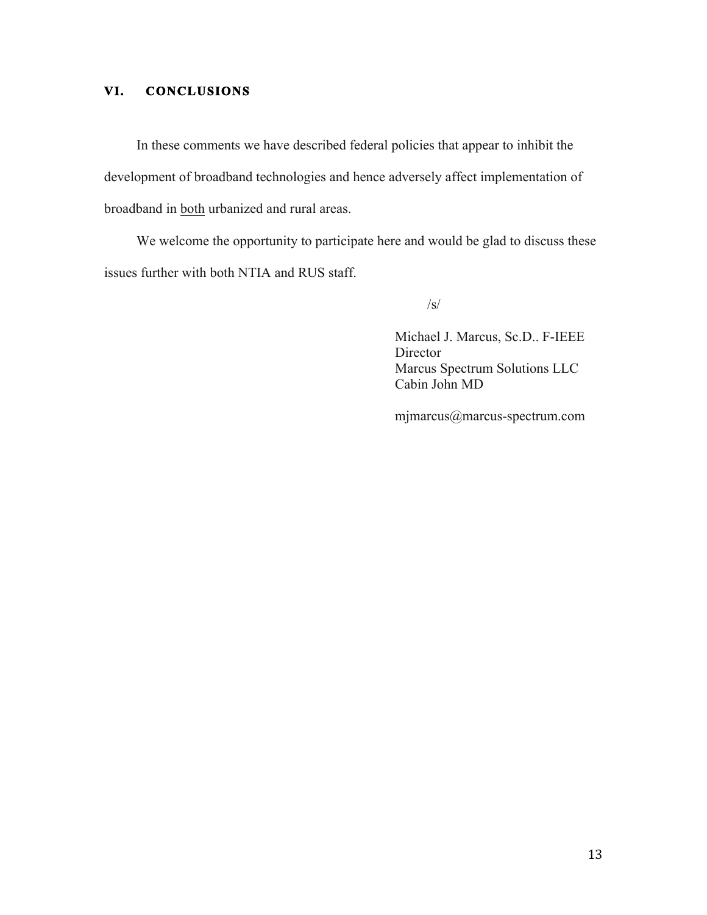## VI. CONCLUSIONS

In these comments we have described federal policies that appear to inhibit the development of broadband technologies and hence adversely affect implementation of broadband in both urbanized and rural areas.

We welcome the opportunity to participate here and would be glad to discuss these issues further with both NTIA and RUS staff.

/s/

Michael J. Marcus, Sc.D.. F-IEEE
Director
Marcus Spectrum Solutions LLC
Cabin John MD

mjmarcus@marcus-spectrum.com